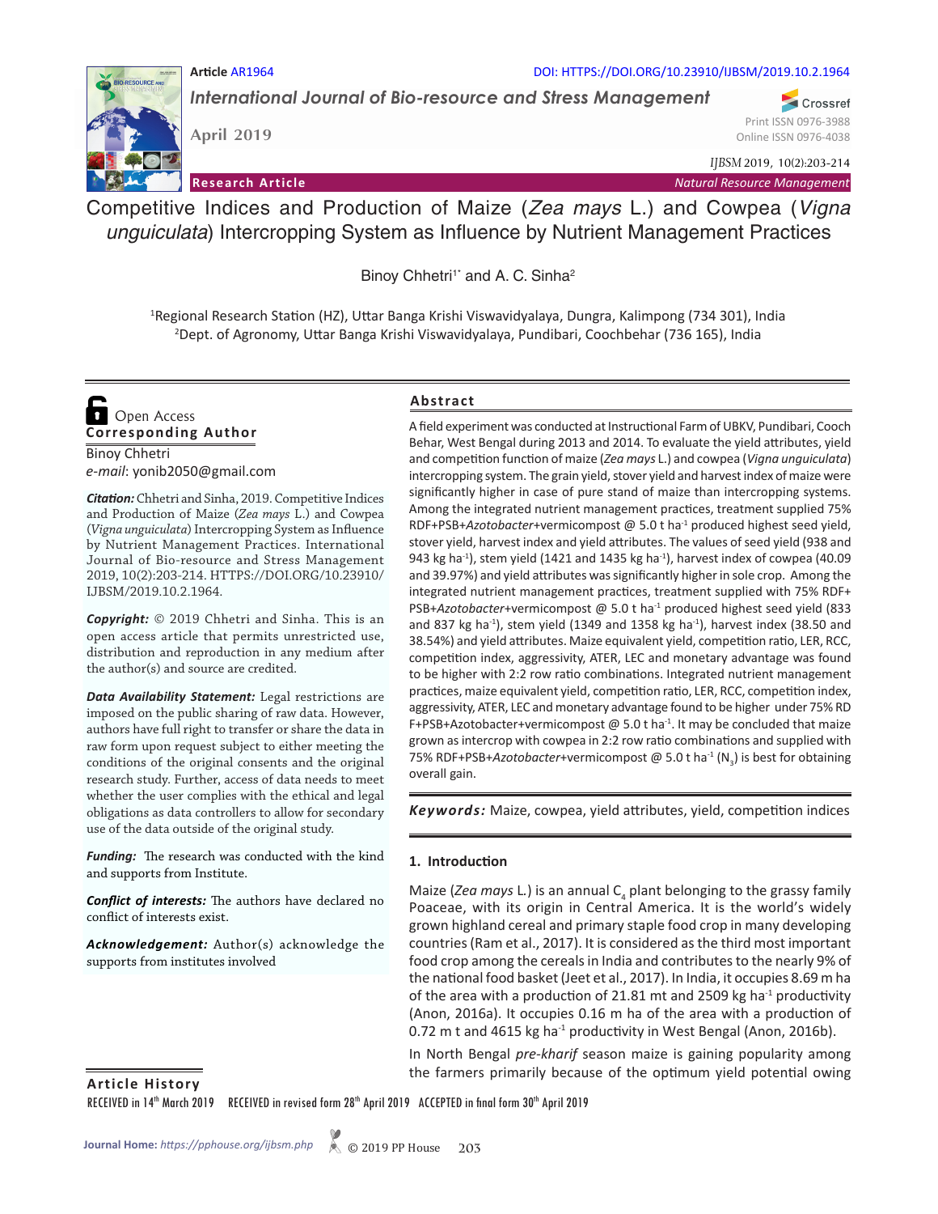Article AR1964

DOI: HTTPS://DOI.ORG/10.23910/IJBSM/2019.10.2.1964

*International Journal of Bio-resource and Stress Management*

April 2019

Print ISSN 0976-3988
Online ISSN 0976-4038

*IJBSM* 2019, 10(2):203-214

**Research Article** | *Natural Resource Management*

# Competitive Indices and Production of Maize (*Zea mays* L.) and Cowpea (*Vigna unguiculata*) Intercropping System as Influence by Nutrient Management Practices

Binoy Chhetri[1*] and A. C. Sinha[2]

[1]Regional Research Station (HZ), Uttar Banga Krishi Viswavidyalaya, Dungra, Kalimpong (734 301), India
[2]Dept. of Agronomy, Uttar Banga Krishi Viswavidyalaya, Pundibari, Coochbehar (736 165), India

Open Access

**Corresponding Author**

Binoy Chhetri
*e-mail*: yonib2050@gmail.com

***Citation:*** Chhetri and Sinha, 2019. Competitive Indices and Production of Maize (*Zea mays* L.) and Cowpea (*Vigna unguiculata*) Intercropping System as Influence by Nutrient Management Practices. International Journal of Bio-resource and Stress Management 2019, 10(2):203-214. HTTPS://DOI.ORG/10.23910/IJBSM/2019.10.2.1964.

***Copyright:*** © 2019 Chhetri and Sinha. This is an open access article that permits unrestricted use, distribution and reproduction in any medium after the author(s) and source are credited.

***Data Availability Statement:*** Legal restrictions are imposed on the public sharing of raw data. However, authors have full right to transfer or share the data in raw form upon request subject to either meeting the conditions of the original consents and the original research study. Further, access of data needs to meet whether the user complies with the ethical and legal obligations as data controllers to allow for secondary use of the data outside of the original study.

***Funding:*** The research was conducted with the kind and supports from Institute.

***Conflict of interests:*** The authors have declared no conflict of interests exist.

***Acknowledgement:*** Author(s) acknowledge the supports from institutes involved

## Abstract

A field experiment was conducted at Instructional Farm of UBKV, Pundibari, Cooch Behar, West Bengal during 2013 and 2014. To evaluate the yield attributes, yield and competition function of maize (*Zea mays* L.) and cowpea (*Vigna unguiculata*) intercropping system. The grain yield, stover yield and harvest index of maize were significantly higher in case of pure stand of maize than intercropping systems. Among the integrated nutrient management practices, treatment supplied 75% RDF+PSB+*Azotobacter*+vermicompost @ 5.0 t ha$^{-1}$ produced highest seed yield, stover yield, harvest index and yield attributes. The values of seed yield (938 and 943 kg ha$^{-1}$), stem yield (1421 and 1435 kg ha$^{-1}$), harvest index of cowpea (40.09 and 39.97%) and yield attributes was significantly higher in sole crop. Among the integrated nutrient management practices, treatment supplied with 75% RDF+ PSB+*Azotobacter*+vermicompost @ 5.0 t ha$^{-1}$ produced highest seed yield (833 and 837 kg ha$^{-1}$), stem yield (1349 and 1358 kg ha$^{-1}$), harvest index (38.50 and 38.54%) and yield attributes. Maize equivalent yield, competition ratio, LER, RCC, competition index, aggressivity, ATER, LEC and monetary advantage was found to be higher with 2:2 row ratio combinations. Integrated nutrient management practices, maize equivalent yield, competition ratio, LER, RCC, competition index, aggressivity, ATER, LEC and monetary advantage found to be higher under 75% RD F+PSB+Azotobacter+vermicompost @ 5.0 t ha$^{-1}$. It may be concluded that maize grown as intercrop with cowpea in 2:2 row ratio combinations and supplied with 75% RDF+PSB+*Azotobacter*+vermicompost @ 5.0 t ha$^{-1}$ ($N_3$) is best for obtaining overall gain.

***Keywords:*** Maize, cowpea, yield attributes, yield, competition indices

## 1. Introduction

Maize (*Zea mays* L.) is an annual $C_4$ plant belonging to the grassy family Poaceae, with its origin in Central America. It is the world's widely grown highland cereal and primary staple food crop in many developing countries (Ram et al., 2017). It is considered as the third most important food crop among the cereals in India and contributes to the nearly 9% of the national food basket (Jeet et al., 2017). In India, it occupies 8.69 m ha of the area with a production of 21.81 mt and 2509 kg ha$^{-1}$ productivity (Anon, 2016a). It occupies 0.16 m ha of the area with a production of 0.72 m t and 4615 kg ha$^{-1}$ productivity in West Bengal (Anon, 2016b).

In North Bengal *pre-kharif* season maize is gaining popularity among the farmers primarily because of the optimum yield potential owing

**Article History**

RECEIVED in 14th March 2019 RECEIVED in revised form 28th April 2019 ACCEPTED in final form 30th April 2019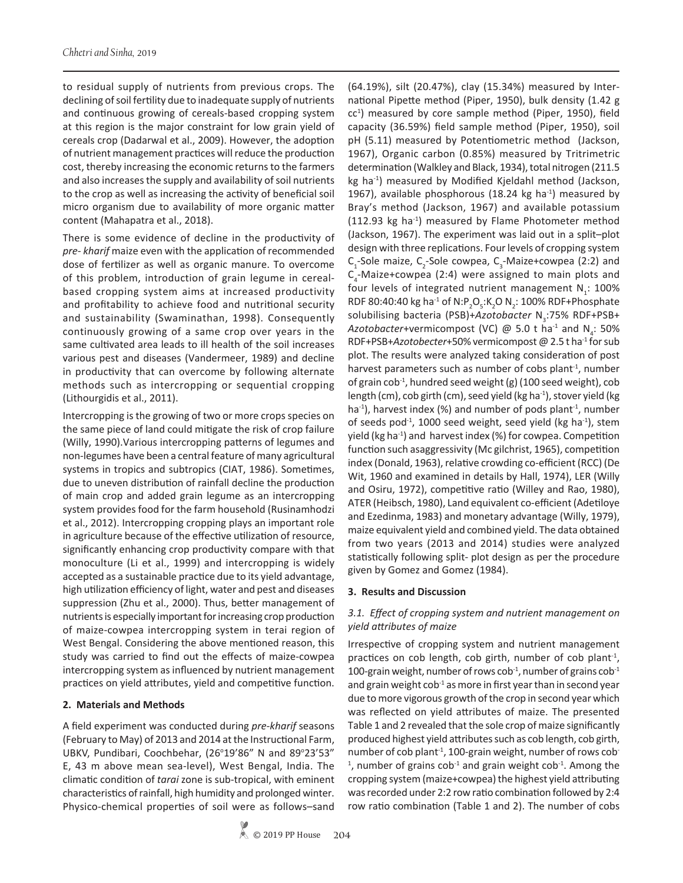to residual supply of nutrients from previous crops. The declining of soil fertility due to inadequate supply of nutrients and continuous growing of cereals-based cropping system at this region is the major constraint for low grain yield of cereals crop (Dadarwal et al., 2009). However, the adoption of nutrient management practices will reduce the production cost, thereby increasing the economic returns to the farmers and also increases the supply and availability of soil nutrients to the crop as well as increasing the activity of beneficial soil micro organism due to availability of more organic matter content (Mahapatra et al., 2018).

There is some evidence of decline in the productivity of *pre- kharif* maize even with the application of recommended dose of fertilizer as well as organic manure. To overcome of this problem, introduction of grain legume in cereal-based cropping system aims at increased productivity and profitability to achieve food and nutritional security and sustainability (Swaminathan, 1998). Consequently continuously growing of a same crop over years in the same cultivated area leads to ill health of the soil increases various pest and diseases (Vandermeer, 1989) and decline in productivity that can overcome by following alternate methods such as intercropping or sequential cropping (Lithourgidis et al., 2011).

Intercropping is the growing of two or more crops species on the same piece of land could mitigate the risk of crop failure (Willy, 1990).Various intercropping patterns of legumes and non-legumes have been a central feature of many agricultural systems in tropics and subtropics (CIAT, 1986). Sometimes, due to uneven distribution of rainfall decline the production of main crop and added grain legume as an intercropping system provides food for the farm household (Rusinamhodzi et al., 2012). Intercropping cropping plays an important role in agriculture because of the effective utilization of resource, significantly enhancing crop productivity compare with that monoculture (Li et al., 1999) and intercropping is widely accepted as a sustainable practice due to its yield advantage, high utilization efficiency of light, water and pest and diseases suppression (Zhu et al., 2000). Thus, better management of nutrients is especially important for increasing crop production of maize-cowpea intercropping system in terai region of West Bengal. Considering the above mentioned reason, this study was carried to find out the effects of maize-cowpea intercropping system as influenced by nutrient management practices on yield attributes, yield and competitive function.

## 2. Materials and Methods

A field experiment was conducted during *pre-kharif* seasons (February to May) of 2013 and 2014 at the Instructional Farm, UBKV, Pundibari, Coochbehar, (26°19'86" N and 89°23'53" E, 43 m above mean sea-level), West Bengal, India. The climatic condition of *tarai* zone is sub-tropical, with eminent characteristics of rainfall, high humidity and prolonged winter. Physico-chemical properties of soil were as follows–sand (64.19%), silt (20.47%), clay (15.34%) measured by International Pipette method (Piper, 1950), bulk density (1.42 g $cc^{1}$) measured by core sample method (Piper, 1950), field capacity (36.59%) field sample method (Piper, 1950), soil pH (5.11) measured by Potentiometric method (Jackson, 1967), Organic carbon (0.85%) measured by Tritrimetric determination (Walkley and Black, 1934), total nitrogen (211.5 kg $ha^{-1}$) measured by Modified Kjeldahl method (Jackson, 1967), available phosphorous (18.24 kg $ha^{-1}$) measured by Bray's method (Jackson, 1967) and available potassium (112.93 kg $ha^{-1}$) measured by Flame Photometer method (Jackson, 1967). The experiment was laid out in a split–plot design with three replications. Four levels of cropping system $C_1$-Sole maize, $C_2$-Sole cowpea, $C_3$-Maize+cowpea (2:2) and $C_4$-Maize+cowpea (2:4) were assigned to main plots and four levels of integrated nutrient management $N_1$: 100% RDF 80:40:40 kg $ha^{-1}$ of N:$P_2O_5$:$K_2O$ $N_2$: 100% RDF+Phosphate solubilising bacteria (PSB)+*Azotobacter* $N_3$:75% RDF+PSB+ *Azotobacter*+vermicompost (VC) @ 5.0 t $ha^{-1}$ and $N_4$: 50% RDF+PSB+*Azotobecter*+50% vermicompost @ 2.5 t $ha^{-1}$ for sub plot. The results were analyzed taking consideration of post harvest parameters such as number of cobs $plant^{-1}$, number of grain $cob^{-1}$, hundred seed weight (g) (100 seed weight), cob length (cm), cob girth (cm), seed yield (kg $ha^{-1}$), stover yield (kg $ha^{-1}$), harvest index (%) and number of pods $plant^{-1}$, number of seeds $pod^{-1}$, 1000 seed weight, seed yield (kg $ha^{-1}$), stem yield (kg $ha^{-1}$) and harvest index (%) for cowpea. Competition function such asaggressivity (Mc gilchrist, 1965), competition index (Donald, 1963), relative crowding co-efficient (RCC) (De Wit, 1960 and examined in details by Hall, 1974), LER (Willy and Osiru, 1972), competitive ratio (Willey and Rao, 1980), ATER (Heibsch, 1980), Land equivalent co-efficient (Adetiloye and Ezedinma, 1983) and monetary advantage (Willy, 1979), maize equivalent yield and combined yield. The data obtained from two years (2013 and 2014) studies were analyzed statistically following split- plot design as per the procedure given by Gomez and Gomez (1984).

## 3. Results and Discussion

### *3.1. Effect of cropping system and nutrient management on yield attributes of maize*

Irrespective of cropping system and nutrient management practices on cob length, cob girth, number of cob $plant^{-1}$, 100-grain weight, number of rows $cob^{-1}$, number of grains $cob^{-1}$ and grain weight $cob^{-1}$ as more in first year than in second year due to more vigorous growth of the crop in second year which was reflected on yield attributes of maize. The presented Table 1 and 2 revealed that the sole crop of maize significantly produced highest yield attributes such as cob length, cob girth, number of cob $plant^{-1}$, 100-grain weight, number of rows $cob^{-1}$, number of grains $cob^{-1}$ and grain weight $cob^{-1}$. Among the cropping system (maize+cowpea) the highest yield attributing was recorded under 2:2 row ratio combination followed by 2:4 row ratio combination (Table 1 and 2). The number of cobs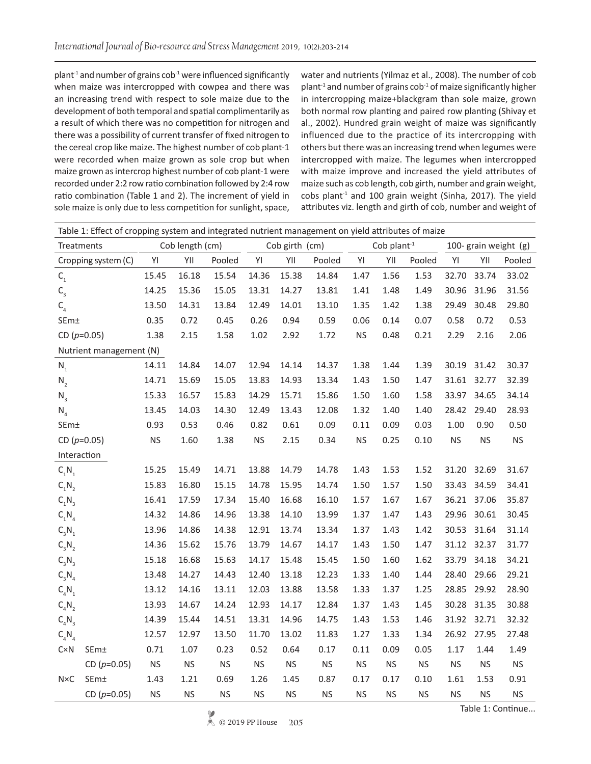plant$^{-1}$ and number of grains cob$^{-1}$ were influenced significantly when maize was intercropped with cowpea and there was an increasing trend with respect to sole maize due to the development of both temporal and spatial complimentarily as a result of which there was no competition for nitrogen and there was a possibility of current transfer of fixed nitrogen to the cereal crop like maize. The highest number of cob plant-1 were recorded when maize grown as sole crop but when maize grown as intercrop highest number of cob plant-1 were recorded under 2:2 row ratio combination followed by 2:4 row ratio combination (Table 1 and 2). The increment of yield in sole maize is only due to less competition for sunlight, space, water and nutrients (Yilmaz et al., 2008). The number of cob plant$^{-1}$ and number of grains cob$^{-1}$ of maize significantly higher in intercropping maize+blackgram than sole maize, grown both normal row planting and paired row planting (Shivay et al., 2002). Hundred grain weight of maize was significantly influenced due to the practice of its intercropping with others but there was an increasing trend when legumes were intercropped with maize. The legumes when intercropped with maize improve and increased the yield attributes of maize such as cob length, cob girth, number and grain weight, cobs plant$^{-1}$ and 100 grain weight (Sinha, 2017). The yield attributes viz. length and girth of cob, number and weight of

Table 1: Effect of cropping system and integrated nutrient management on yield attributes of maize

| Treatments | | Cob length (cm) | | | Cob girth (cm) | | | Cob plant$^{-1}$ | | | 100- grain weight (g) | | |
|---|---|---|---|---|---|---|---|---|---|---|---|---|---|
| Cropping system (C) | | YI | YII | Pooled | YI | YII | Pooled | YI | YII | Pooled | YI | YII | Pooled |
| $C_1$ | | 15.45 | 16.18 | 15.54 | 14.36 | 15.38 | 14.84 | 1.47 | 1.56 | 1.53 | 32.70 | 33.74 | 33.02 |
| $C_3$ | | 14.25 | 15.36 | 15.05 | 13.31 | 14.27 | 13.81 | 1.41 | 1.48 | 1.49 | 30.96 | 31.96 | 31.56 |
| $C_4$ | | 13.50 | 14.31 | 13.84 | 12.49 | 14.01 | 13.10 | 1.35 | 1.42 | 1.38 | 29.49 | 30.48 | 29.80 |
| SEm± | | 0.35 | 0.72 | 0.45 | 0.26 | 0.94 | 0.59 | 0.06 | 0.14 | 0.07 | 0.58 | 0.72 | 0.53 |
| CD ($p$=0.05) | | 1.38 | 2.15 | 1.58 | 1.02 | 2.92 | 1.72 | NS | 0.48 | 0.21 | 2.29 | 2.16 | 2.06 |
| Nutrient management (N) | | | | | | | | | | | | | |
| $N_1$ | | 14.11 | 14.84 | 14.07 | 12.94 | 14.14 | 14.37 | 1.38 | 1.44 | 1.39 | 30.19 | 31.42 | 30.37 |
| $N_2$ | | 14.71 | 15.69 | 15.05 | 13.83 | 14.93 | 13.34 | 1.43 | 1.50 | 1.47 | 31.61 | 32.77 | 32.39 |
| $N_3$ | | 15.33 | 16.57 | 15.83 | 14.29 | 15.71 | 15.86 | 1.50 | 1.60 | 1.58 | 33.97 | 34.65 | 34.14 |
| $N_4$ | | 13.45 | 14.03 | 14.30 | 12.49 | 13.43 | 12.08 | 1.32 | 1.40 | 1.40 | 28.42 | 29.40 | 28.93 |
| SEm± | | 0.93 | 0.53 | 0.46 | 0.82 | 0.61 | 0.09 | 0.11 | 0.09 | 0.03 | 1.00 | 0.90 | 0.50 |
| CD ($p$=0.05) | | NS | 1.60 | 1.38 | NS | 2.15 | 0.34 | NS | 0.25 | 0.10 | NS | NS | NS |
| Interaction | | | | | | | | | | | | | |
| $C_1N_1$ | | 15.25 | 15.49 | 14.71 | 13.88 | 14.79 | 14.78 | 1.43 | 1.53 | 1.52 | 31.20 | 32.69 | 31.67 |
| $C_1N_2$ | | 15.83 | 16.80 | 15.15 | 14.78 | 15.95 | 14.74 | 1.50 | 1.57 | 1.50 | 33.43 | 34.59 | 34.41 |
| $C_1N_3$ | | 16.41 | 17.59 | 17.34 | 15.40 | 16.68 | 16.10 | 1.57 | 1.67 | 1.67 | 36.21 | 37.06 | 35.87 |
| $C_1N_4$ | | 14.32 | 14.86 | 14.96 | 13.38 | 14.10 | 13.99 | 1.37 | 1.47 | 1.43 | 29.96 | 30.61 | 30.45 |
| $C_3N_1$ | | 13.96 | 14.86 | 14.38 | 12.91 | 13.74 | 13.34 | 1.37 | 1.43 | 1.42 | 30.53 | 31.64 | 31.14 |
| $C_3N_2$ | | 14.36 | 15.62 | 15.76 | 13.79 | 14.67 | 14.17 | 1.43 | 1.50 | 1.47 | 31.12 | 32.37 | 31.77 |
| $C_3N_3$ | | 15.18 | 16.68 | 15.63 | 14.17 | 15.48 | 15.45 | 1.50 | 1.60 | 1.62 | 33.79 | 34.18 | 34.21 |
| $C_3N_4$ | | 13.48 | 14.27 | 14.43 | 12.40 | 13.18 | 12.23 | 1.33 | 1.40 | 1.44 | 28.40 | 29.66 | 29.21 |
| $C_4N_1$ | | 13.12 | 14.16 | 13.11 | 12.03 | 13.88 | 13.58 | 1.33 | 1.37 | 1.25 | 28.85 | 29.92 | 28.90 |
| $C_4N_2$ | | 13.93 | 14.67 | 14.24 | 12.93 | 14.17 | 12.84 | 1.37 | 1.43 | 1.45 | 30.28 | 31.35 | 30.88 |
| $C_4N_3$ | | 14.39 | 15.44 | 14.51 | 13.31 | 14.96 | 14.75 | 1.43 | 1.53 | 1.46 | 31.92 | 32.71 | 32.32 |
| $C_4N_4$ | | 12.57 | 12.97 | 13.50 | 11.70 | 13.02 | 11.83 | 1.27 | 1.33 | 1.34 | 26.92 | 27.95 | 27.48 |
| C×N | SEm± | 0.71 | 1.07 | 0.23 | 0.52 | 0.64 | 0.17 | 0.11 | 0.09 | 0.05 | 1.17 | 1.44 | 1.49 |
| | CD ($p$=0.05) | NS | NS | NS | NS | NS | NS | NS | NS | NS | NS | NS | NS |
| N×C | SEm± | 1.43 | 1.21 | 0.69 | 1.26 | 1.45 | 0.87 | 0.17 | 0.17 | 0.10 | 1.61 | 1.53 | 0.91 |
| | CD ($p$=0.05) | NS | NS | NS | NS | NS | NS | NS | NS | NS | NS | NS | NS |

Table 1: Continue...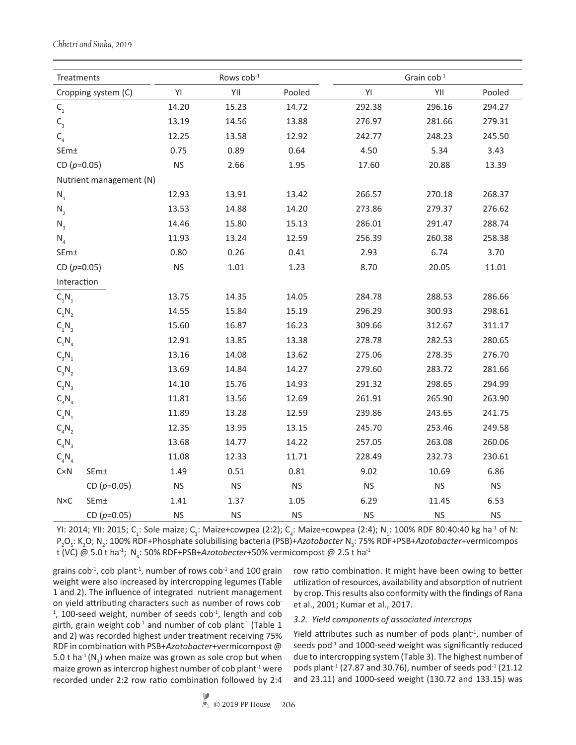| Treatments | | Rows cob$^{-1}$ | | | Grain cob$^{-1}$ | | |
|---|---|---|---|---|---|---|---|
| Cropping system (C) | | YI | YII | Pooled | YI | YII | Pooled |
| $C_1$ | | 14.20 | 15.23 | 14.72 | 292.38 | 296.16 | 294.27 |
| $C_3$ | | 13.19 | 14.56 | 13.88 | 276.97 | 281.66 | 279.31 |
| $C_4$ | | 12.25 | 13.58 | 12.92 | 242.77 | 248.23 | 245.50 |
| SEm± | | 0.75 | 0.89 | 0.64 | 4.50 | 5.34 | 3.43 |
| CD ($p$=0.05) | | NS | 2.66 | 1.95 | 17.60 | 20.88 | 13.39 |
| Nutrient management (N) | | | | | | | |
| $N_1$ | | 12.93 | 13.91 | 13.42 | 266.57 | 270.18 | 268.37 |
| $N_2$ | | 13.53 | 14.88 | 14.20 | 273.86 | 279.37 | 276.62 |
| $N_3$ | | 14.46 | 15.80 | 15.13 | 286.01 | 291.47 | 288.74 |
| $N_4$ | | 11.93 | 13.24 | 12.59 | 256.39 | 260.38 | 258.38 |
| SEm± | | 0.80 | 0.26 | 0.41 | 2.93 | 6.74 | 3.70 |
| CD ($p$=0.05) | | NS | 1.01 | 1.23 | 8.70 | 20.05 | 11.01 |
| Interaction | | | | | | | |
| $C_1N_1$ | | 13.75 | 14.35 | 14.05 | 284.78 | 288.53 | 286.66 |
| $C_1N_2$ | | 14.55 | 15.84 | 15.19 | 296.29 | 300.93 | 298.61 |
| $C_1N_3$ | | 15.60 | 16.87 | 16.23 | 309.66 | 312.67 | 311.17 |
| $C_1N_4$ | | 12.91 | 13.85 | 13.38 | 278.78 | 282.53 | 280.65 |
| $C_3N_1$ | | 13.16 | 14.08 | 13.62 | 275.06 | 278.35 | 276.70 |
| $C_3N_2$ | | 13.69 | 14.84 | 14.27 | 279.60 | 283.72 | 281.66 |
| $C_3N_3$ | | 14.10 | 15.76 | 14.93 | 291.32 | 298.65 | 294.99 |
| $C_3N_4$ | | 11.81 | 13.56 | 12.69 | 261.91 | 265.90 | 263.90 |
| $C_4N_1$ | | 11.89 | 13.28 | 12.59 | 239.86 | 243.65 | 241.75 |
| $C_4N_2$ | | 12.35 | 13.95 | 13.15 | 245.70 | 253.46 | 249.58 |
| $C_4N_3$ | | 13.68 | 14.77 | 14.22 | 257.05 | 263.08 | 260.06 |
| $C_4N_4$ | | 11.08 | 12.33 | 11.71 | 228.49 | 232.73 | 230.61 |
| C×N | SEm± | 1.49 | 0.51 | 0.81 | 9.02 | 10.69 | 6.86 |
| | CD ($p$=0.05) | NS | NS | NS | NS | NS | NS |
| N×C | SEm± | 1.41 | 1.37 | 1.05 | 6.29 | 11.45 | 6.53 |
| | CD ($p$=0.05) | NS | NS | NS | NS | NS | NS |

YI: 2014; YII: 2015; $C_1$: Sole maize; $C_3$: Maize+cowpea (2:2); $C_4$: Maize+cowpea (2:4); $N_1$: 100% RDF 80:40:40 kg ha$^{-1}$ of N: $P_2O_5$: $K_2O$; $N_2$: 100% RDF+Phosphate solubilising bacteria (PSB)+*Azotobacter* $N_3$: 75% RDF+PSB+*Azotobacter*+vermicompos t (VC) @ 5.0 t ha$^{-1}$; $N_4$: 50% RDF+PSB+*Azotobecter*+50% vermicompost @ 2.5 t ha$^{-1}$

grains cob$^{-1}$, cob plant$^{-1}$, number of rows cob$^{-1}$ and 100 grain weight were also increased by intercropping legumes (Table 1 and 2). The influence of integrated nutrient management on yield attributing characters such as number of rows cob$^{-1}$, 100-seed weight, number of seeds cob$^{-1}$, length and cob girth, grain weight cob$^{-1}$ and number of cob plant$^{-1}$ (Table 1 and 2) was recorded highest under treatment receiving 75% RDF in combination with PSB+*Azotobacter*+vermicompost @ 5.0 t ha$^{-1}$ ($N_3$) when maize was grown as sole crop but when maize grown as intercrop highest number of cob plant$^{-1}$ were recorded under 2:2 row ratio combination followed by 2:4 row ratio combination. It might have been owing to better utilization of resources, availability and absorption of nutrient by crop. This results also conformity with the findings of Rana et al., 2001; Kumar et al., 2017.

### 3.2. Yield components of associated intercrops

Yield attributes such as number of pods plant$^{-1}$, number of seeds pod$^{-1}$ and 1000-seed weight was significantly reduced due to intercropping system (Table 3). The highest number of pods plant$^{-1}$ (27.87 and 30.76), number of seeds pod$^{-1}$ (21.12 and 23.11) and 1000-seed weight (130.72 and 133.15) was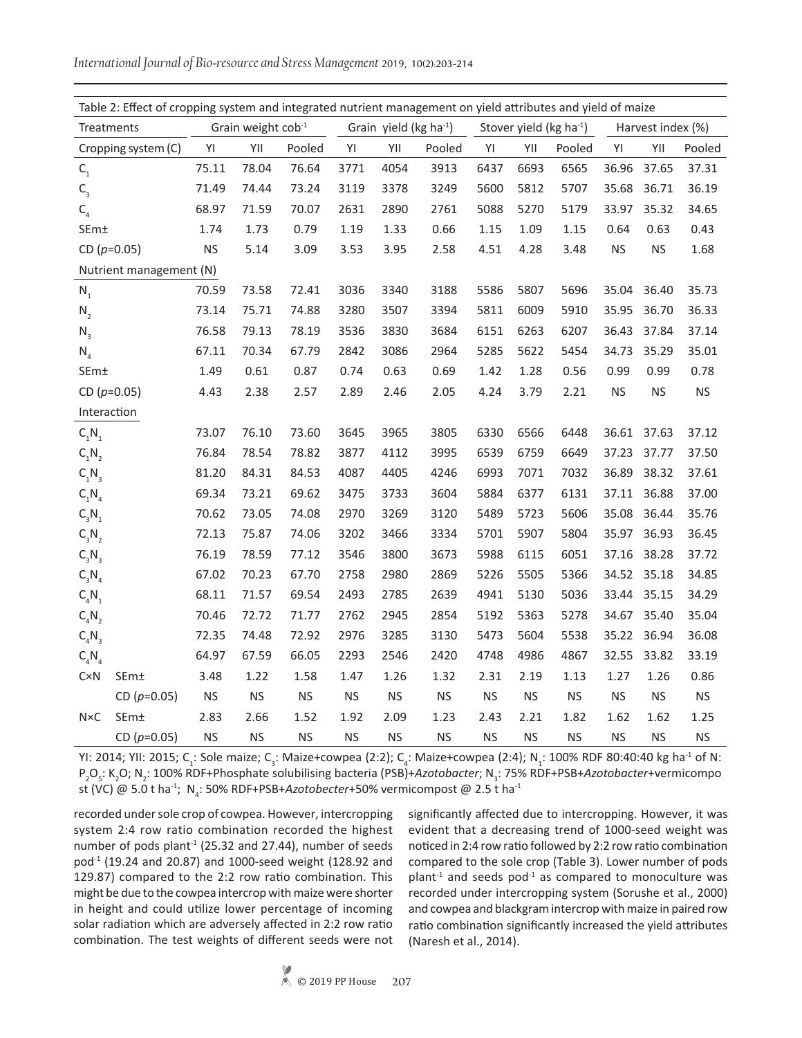Table 2: Effect of cropping system and integrated nutrient management on yield attributes and yield of maize

| Treatments | | Grain weight cob$^{-1}$ | | | Grain yield (kg ha$^{-1}$) | | | Stover yield (kg ha$^{-1}$) | | | Harvest index (%) | | |
|---|---|---|---|---|---|---|---|---|---|---|---|---|---|
| Cropping system (C) | | YI | YII | Pooled | YI | YII | Pooled | YI | YII | Pooled | YI | YII | Pooled |
| $C_1$ | | 75.11 | 78.04 | 76.64 | 3771 | 4054 | 3913 | 6437 | 6693 | 6565 | 36.96 | 37.65 | 37.31 |
| $C_3$ | | 71.49 | 74.44 | 73.24 | 3119 | 3378 | 3249 | 5600 | 5812 | 5707 | 35.68 | 36.71 | 36.19 |
| $C_4$ | | 68.97 | 71.59 | 70.07 | 2631 | 2890 | 2761 | 5088 | 5270 | 5179 | 33.97 | 35.32 | 34.65 |
| SEm± | | 1.74 | 1.73 | 0.79 | 1.19 | 1.33 | 0.66 | 1.15 | 1.09 | 1.15 | 0.64 | 0.63 | 0.43 |
| CD ($p$=0.05) | | NS | 5.14 | 3.09 | 3.53 | 3.95 | 2.58 | 4.51 | 4.28 | 3.48 | NS | NS | 1.68 |
| Nutrient management (N) | | | | | | | | | | | | | |
| $N_1$ | | 70.59 | 73.58 | 72.41 | 3036 | 3340 | 3188 | 5586 | 5807 | 5696 | 35.04 | 36.40 | 35.73 |
| $N_2$ | | 73.14 | 75.71 | 74.88 | 3280 | 3507 | 3394 | 5811 | 6009 | 5910 | 35.95 | 36.70 | 36.33 |
| $N_3$ | | 76.58 | 79.13 | 78.19 | 3536 | 3830 | 3684 | 6151 | 6263 | 6207 | 36.43 | 37.84 | 37.14 |
| $N_4$ | | 67.11 | 70.34 | 67.79 | 2842 | 3086 | 2964 | 5285 | 5622 | 5454 | 34.73 | 35.29 | 35.01 |
| SEm± | | 1.49 | 0.61 | 0.87 | 0.74 | 0.63 | 0.69 | 1.42 | 1.28 | 0.56 | 0.99 | 0.99 | 0.78 |
| CD ($p$=0.05) | | 4.43 | 2.38 | 2.57 | 2.89 | 2.46 | 2.05 | 4.24 | 3.79 | 2.21 | NS | NS | NS |
| Interaction | | | | | | | | | | | | | |
| $C_1N_1$ | | 73.07 | 76.10 | 73.60 | 3645 | 3965 | 3805 | 6330 | 6566 | 6448 | 36.61 | 37.63 | 37.12 |
| $C_1N_2$ | | 76.84 | 78.54 | 78.82 | 3877 | 4112 | 3995 | 6539 | 6759 | 6649 | 37.23 | 37.77 | 37.50 |
| $C_1N_3$ | | 81.20 | 84.31 | 84.53 | 4087 | 4405 | 4246 | 6993 | 7071 | 7032 | 36.89 | 38.32 | 37.61 |
| $C_1N_4$ | | 69.34 | 73.21 | 69.62 | 3475 | 3733 | 3604 | 5884 | 6377 | 6131 | 37.11 | 36.88 | 37.00 |
| $C_3N_1$ | | 70.62 | 73.05 | 74.08 | 2970 | 3269 | 3120 | 5489 | 5723 | 5606 | 35.08 | 36.44 | 35.76 |
| $C_3N_2$ | | 72.13 | 75.87 | 74.06 | 3202 | 3466 | 3334 | 5701 | 5907 | 5804 | 35.97 | 36.93 | 36.45 |
| $C_3N_3$ | | 76.19 | 78.59 | 77.12 | 3546 | 3800 | 3673 | 5988 | 6115 | 6051 | 37.16 | 38.28 | 37.72 |
| $C_3N_4$ | | 67.02 | 70.23 | 67.70 | 2758 | 2980 | 2869 | 5226 | 5505 | 5366 | 34.52 | 35.18 | 34.85 |
| $C_4N_1$ | | 68.11 | 71.57 | 69.54 | 2493 | 2785 | 2639 | 4941 | 5130 | 5036 | 33.44 | 35.15 | 34.29 |
| $C_4N_2$ | | 70.46 | 72.72 | 71.77 | 2762 | 2945 | 2854 | 5192 | 5363 | 5278 | 34.67 | 35.40 | 35.04 |
| $C_4N_3$ | | 72.35 | 74.48 | 72.92 | 2976 | 3285 | 3130 | 5473 | 5604 | 5538 | 35.22 | 36.94 | 36.08 |
| $C_4N_4$ | | 64.97 | 67.59 | 66.05 | 2293 | 2546 | 2420 | 4748 | 4986 | 4867 | 32.55 | 33.82 | 33.19 |
| C×N | SEm± | 3.48 | 1.22 | 1.58 | 1.47 | 1.26 | 1.32 | 2.31 | 2.19 | 1.13 | 1.27 | 1.26 | 0.86 |
| | CD ($p$=0.05) | NS | NS | NS | NS | NS | NS | NS | NS | NS | NS | NS | NS |
| N×C | SEm± | 2.83 | 2.66 | 1.52 | 1.92 | 2.09 | 1.23 | 2.43 | 2.21 | 1.82 | 1.62 | 1.62 | 1.25 |
| | CD ($p$=0.05) | NS | NS | NS | NS | NS | NS | NS | NS | NS | NS | NS | NS |

YI: 2014; YII: 2015; $C_1$: Sole maize; $C_3$: Maize+cowpea (2:2); $C_4$: Maize+cowpea (2:4); $N_1$: 100% RDF 80:40:40 kg ha$^{-1}$ of N: $P_2O_5$: $K_2O$; $N_2$: 100% RDF+Phosphate solubilising bacteria (PSB)+*Azotobacter*; $N_3$: 75% RDF+PSB+*Azotobacter*+vermicompost (VC) @ 5.0 t ha$^{-1}$; $N_4$: 50% RDF+PSB+*Azotobecter*+50% vermicompost @ 2.5 t ha$^{-1}$

recorded under sole crop of cowpea. However, intercropping system 2:4 row ratio combination recorded the highest number of pods plant$^{-1}$ (25.32 and 27.44), number of seeds pod$^{-1}$ (19.24 and 20.87) and 1000-seed weight (128.92 and 129.87) compared to the 2:2 row ratio combination. This might be due to the cowpea intercrop with maize were shorter in height and could utilize lower percentage of incoming solar radiation which are adversely affected in 2:2 row ratio combination. The test weights of different seeds were not significantly affected due to intercropping. However, it was evident that a decreasing trend of 1000-seed weight was noticed in 2:4 row ratio followed by 2:2 row ratio combination compared to the sole crop (Table 3). Lower number of pods plant$^{-1}$ and seeds pod$^{-1}$ as compared to monoculture was recorded under intercropping system (Sorushe et al., 2000) and cowpea and blackgram intercrop with maize in paired row ratio combination significantly increased the yield attributes (Naresh et al., 2014).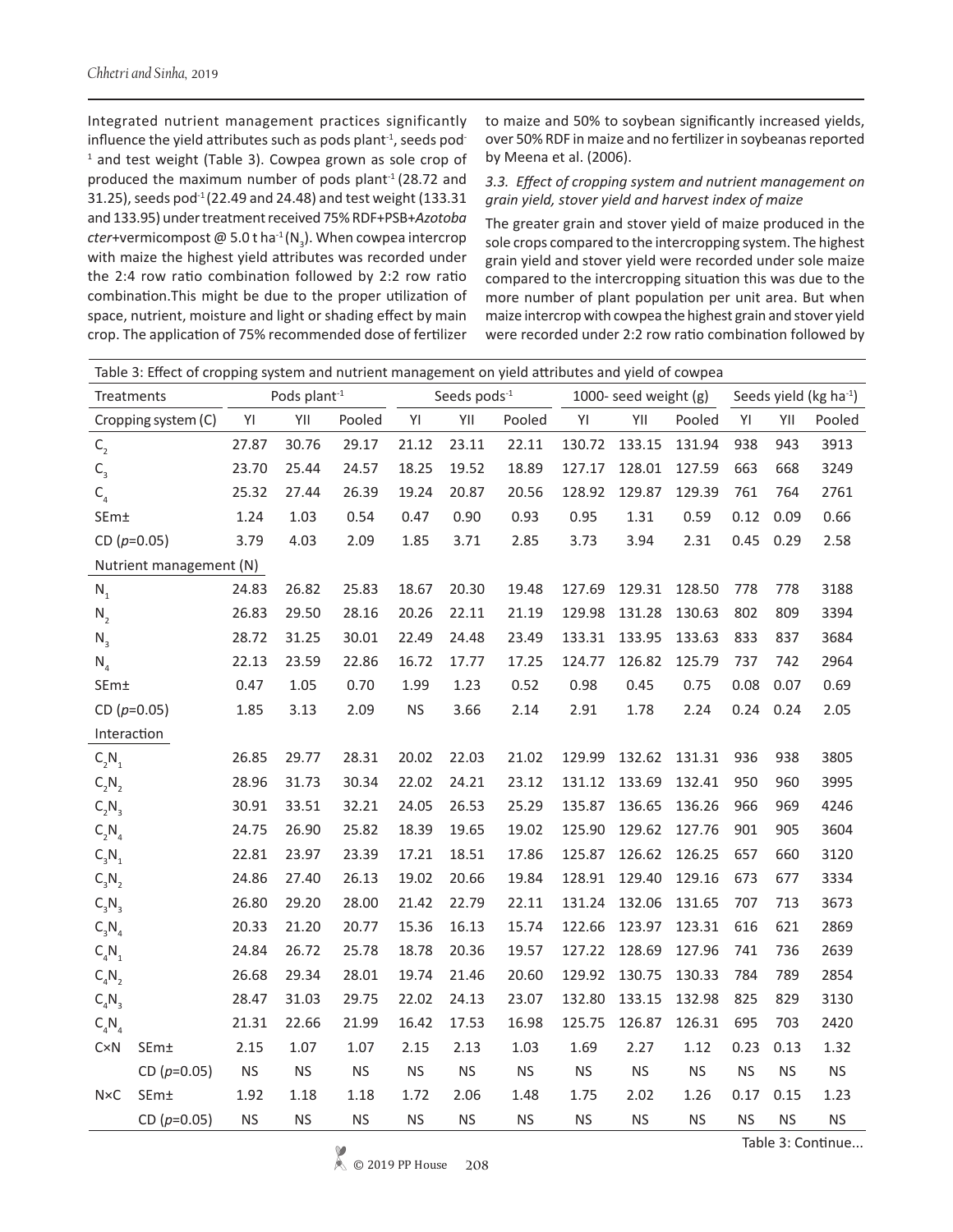Integrated nutrient management practices significantly influence the yield attributes such as pods plant$^{-1}$, seeds pod$^{-1}$ and test weight (Table 3). Cowpea grown as sole crop of produced the maximum number of pods plant$^{-1}$ (28.72 and 31.25), seeds pod$^{-1}$ (22.49 and 24.48) and test weight (133.31 and 133.95) under treatment received 75% RDF+PSB+*Azotobacter*+vermicompost @ 5.0 t ha$^{-1}$ ($N_3$). When cowpea intercrop with maize the highest yield attributes was recorded under the 2:4 row ratio combination followed by 2:2 row ratio combination.This might be due to the proper utilization of space, nutrient, moisture and light or shading effect by main crop. The application of 75% recommended dose of fertilizer to maize and 50% to soybean significantly increased yields, over 50% RDF in maize and no fertilizer in soybeanas reported by Meena et al. (2006).

### *3.3. Effect of cropping system and nutrient management on grain yield, stover yield and harvest index of maize*

The greater grain and stover yield of maize produced in the sole crops compared to the intercropping system. The highest grain yield and stover yield were recorded under sole maize compared to the intercropping situation this was due to the more number of plant population per unit area. But when maize intercrop with cowpea the highest grain and stover yield were recorded under 2:2 row ratio combination followed by

Table 3: Effect of cropping system and nutrient management on yield attributes and yield of cowpea

| Treatments | | Pods plant$^{-1}$ | | | Seeds pods$^{-1}$ | | | 1000- seed weight (g) | | | Seeds yield (kg ha$^{-1}$) | | |
|---|---|---|---|---|---|---|---|---|---|---|---|---|---|
| Cropping system (C) | | YI | YII | Pooled | YI | YII | Pooled | YI | YII | Pooled | YI | YII | Pooled |
| $C_2$ | | 27.87 | 30.76 | 29.17 | 21.12 | 23.11 | 22.11 | 130.72 | 133.15 | 131.94 | 938 | 943 | 3913 |
| $C_3$ | | 23.70 | 25.44 | 24.57 | 18.25 | 19.52 | 18.89 | 127.17 | 128.01 | 127.59 | 663 | 668 | 3249 |
| $C_4$ | | 25.32 | 27.44 | 26.39 | 19.24 | 20.87 | 20.56 | 128.92 | 129.87 | 129.39 | 761 | 764 | 2761 |
| SEm± | | 1.24 | 1.03 | 0.54 | 0.47 | 0.90 | 0.93 | 0.95 | 1.31 | 0.59 | 0.12 | 0.09 | 0.66 |
| CD ($p$=0.05) | | 3.79 | 4.03 | 2.09 | 1.85 | 3.71 | 2.85 | 3.73 | 3.94 | 2.31 | 0.45 | 0.29 | 2.58 |
| Nutrient management (N) | | | | | | | | | | | | | |
| $N_1$ | | 24.83 | 26.82 | 25.83 | 18.67 | 20.30 | 19.48 | 127.69 | 129.31 | 128.50 | 778 | 778 | 3188 |
| $N_2$ | | 26.83 | 29.50 | 28.16 | 20.26 | 22.11 | 21.19 | 129.98 | 131.28 | 130.63 | 802 | 809 | 3394 |
| $N_3$ | | 28.72 | 31.25 | 30.01 | 22.49 | 24.48 | 23.49 | 133.31 | 133.95 | 133.63 | 833 | 837 | 3684 |
| $N_4$ | | 22.13 | 23.59 | 22.86 | 16.72 | 17.77 | 17.25 | 124.77 | 126.82 | 125.79 | 737 | 742 | 2964 |
| SEm± | | 0.47 | 1.05 | 0.70 | 1.99 | 1.23 | 0.52 | 0.98 | 0.45 | 0.75 | 0.08 | 0.07 | 0.69 |
| CD ($p$=0.05) | | 1.85 | 3.13 | 2.09 | NS | 3.66 | 2.14 | 2.91 | 1.78 | 2.24 | 0.24 | 0.24 | 2.05 |
| Interaction | | | | | | | | | | | | | |
| $C_2N_1$ | | 26.85 | 29.77 | 28.31 | 20.02 | 22.03 | 21.02 | 129.99 | 132.62 | 131.31 | 936 | 938 | 3805 |
| $C_2N_2$ | | 28.96 | 31.73 | 30.34 | 22.02 | 24.21 | 23.12 | 131.12 | 133.69 | 132.41 | 950 | 960 | 3995 |
| $C_2N_3$ | | 30.91 | 33.51 | 32.21 | 24.05 | 26.53 | 25.29 | 135.87 | 136.65 | 136.26 | 966 | 969 | 4246 |
| $C_2N_4$ | | 24.75 | 26.90 | 25.82 | 18.39 | 19.65 | 19.02 | 125.90 | 129.62 | 127.76 | 901 | 905 | 3604 |
| $C_3N_1$ | | 22.81 | 23.97 | 23.39 | 17.21 | 18.51 | 17.86 | 125.87 | 126.62 | 126.25 | 657 | 660 | 3120 |
| $C_3N_2$ | | 24.86 | 27.40 | 26.13 | 19.02 | 20.66 | 19.84 | 128.91 | 129.40 | 129.16 | 673 | 677 | 3334 |
| $C_3N_3$ | | 26.80 | 29.20 | 28.00 | 21.42 | 22.79 | 22.11 | 131.24 | 132.06 | 131.65 | 707 | 713 | 3673 |
| $C_3N_4$ | | 20.33 | 21.20 | 20.77 | 15.36 | 16.13 | 15.74 | 122.66 | 123.97 | 123.31 | 616 | 621 | 2869 |
| $C_4N_1$ | | 24.84 | 26.72 | 25.78 | 18.78 | 20.36 | 19.57 | 127.22 | 128.69 | 127.96 | 741 | 736 | 2639 |
| $C_4N_2$ | | 26.68 | 29.34 | 28.01 | 19.74 | 21.46 | 20.60 | 129.92 | 130.75 | 130.33 | 784 | 789 | 2854 |
| $C_4N_3$ | | 28.47 | 31.03 | 29.75 | 22.02 | 24.13 | 23.07 | 132.80 | 133.15 | 132.98 | 825 | 829 | 3130 |
| $C_4N_4$ | | 21.31 | 22.66 | 21.99 | 16.42 | 17.53 | 16.98 | 125.75 | 126.87 | 126.31 | 695 | 703 | 2420 |
| C×N | SEm± | 2.15 | 1.07 | 1.07 | 2.15 | 2.13 | 1.03 | 1.69 | 2.27 | 1.12 | 0.23 | 0.13 | 1.32 |
| | CD ($p$=0.05) | NS | NS | NS | NS | NS | NS | NS | NS | NS | NS | NS | NS |
| N×C | SEm± | 1.92 | 1.18 | 1.18 | 1.72 | 2.06 | 1.48 | 1.75 | 2.02 | 1.26 | 0.17 | 0.15 | 1.23 |
| | CD ($p$=0.05) | NS | NS | NS | NS | NS | NS | NS | NS | NS | NS | NS | NS |

Table 3: Continue...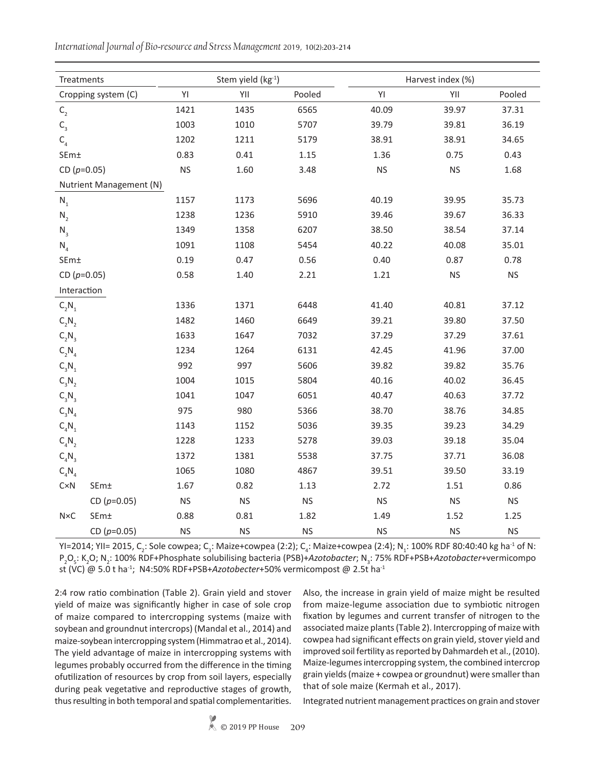| Treatments | | Stem yield (kg$^{-1}$) | | | Harvest index (%) | | |
|---|---|---|---|---|---|---|---|
| Cropping system (C) | | YI | YII | Pooled | YI | YII | Pooled |
| $C_2$ | | 1421 | 1435 | 6565 | 40.09 | 39.97 | 37.31 |
| $C_3$ | | 1003 | 1010 | 5707 | 39.79 | 39.81 | 36.19 |
| $C_4$ | | 1202 | 1211 | 5179 | 38.91 | 38.91 | 34.65 |
| SEm± | | 0.83 | 0.41 | 1.15 | 1.36 | 0.75 | 0.43 |
| CD ($p$=0.05) | | NS | 1.60 | 3.48 | NS | NS | 1.68 |
| Nutrient Management (N) | | | | | | | |
| $N_1$ | | 1157 | 1173 | 5696 | 40.19 | 39.95 | 35.73 |
| $N_2$ | | 1238 | 1236 | 5910 | 39.46 | 39.67 | 36.33 |
| $N_3$ | | 1349 | 1358 | 6207 | 38.50 | 38.54 | 37.14 |
| $N_4$ | | 1091 | 1108 | 5454 | 40.22 | 40.08 | 35.01 |
| SEm± | | 0.19 | 0.47 | 0.56 | 0.40 | 0.87 | 0.78 |
| CD ($p$=0.05) | | 0.58 | 1.40 | 2.21 | 1.21 | NS | NS |
| Interaction | | | | | | | |
| $C_2N_1$ | | 1336 | 1371 | 6448 | 41.40 | 40.81 | 37.12 |
| $C_2N_2$ | | 1482 | 1460 | 6649 | 39.21 | 39.80 | 37.50 |
| $C_2N_3$ | | 1633 | 1647 | 7032 | 37.29 | 37.29 | 37.61 |
| $C_2N_4$ | | 1234 | 1264 | 6131 | 42.45 | 41.96 | 37.00 |
| $C_3N_1$ | | 992 | 997 | 5606 | 39.82 | 39.82 | 35.76 |
| $C_3N_2$ | | 1004 | 1015 | 5804 | 40.16 | 40.02 | 36.45 |
| $C_3N_3$ | | 1041 | 1047 | 6051 | 40.47 | 40.63 | 37.72 |
| $C_3N_4$ | | 975 | 980 | 5366 | 38.70 | 38.76 | 34.85 |
| $C_4N_1$ | | 1143 | 1152 | 5036 | 39.35 | 39.23 | 34.29 |
| $C_4N_2$ | | 1228 | 1233 | 5278 | 39.03 | 39.18 | 35.04 |
| $C_4N_3$ | | 1372 | 1381 | 5538 | 37.75 | 37.71 | 36.08 |
| $C_4N_4$ | | 1065 | 1080 | 4867 | 39.51 | 39.50 | 33.19 |
| C×N | SEm± | 1.67 | 0.82 | 1.13 | 2.72 | 1.51 | 0.86 |
| | CD ($p$=0.05) | NS | NS | NS | NS | NS | NS |
| N×C | SEm± | 0.88 | 0.81 | 1.82 | 1.49 | 1.52 | 1.25 |
| | CD ($p$=0.05) | NS | NS | NS | NS | NS | NS |

YI=2014; YII= 2015, $C_2$: Sole cowpea; $C_3$: Maize+cowpea (2:2); $C_4$: Maize+cowpea (2:4); $N_1$: 100% RDF 80:40:40 kg ha$^{-1}$ of N: $P_2O_5$: $K_2O$; $N_2$: 100% RDF+Phosphate solubilising bacteria (PSB)+*Azotobacter*; $N_3$: 75% RDF+PSB+*Azotobacter*+vermicompost (VC) @ 5.0 t ha$^{-1}$; N4:50% RDF+PSB+*Azotobecter*+50% vermicompost @ 2.5t ha$^{-1}$

2:4 row ratio combination (Table 2). Grain yield and stover yield of maize was significantly higher in case of sole crop of maize compared to intercropping systems (maize with soybean and groundnut intercrops) (Mandal et al., 2014) and maize-soybean intercropping system (Himmatrao et al., 2014). The yield advantage of maize in intercropping systems with legumes probably occurred from the difference in the timing ofutilization of resources by crop from soil layers, especially during peak vegetative and reproductive stages of growth, thus resulting in both temporal and spatial complementarities. Also, the increase in grain yield of maize might be resulted from maize-legume association due to symbiotic nitrogen fixation by legumes and current transfer of nitrogen to the associated maize plants (Table 2). Intercropping of maize with cowpea had significant effects on grain yield, stover yield and improved soil fertility as reported by Dahmardeh et al., (2010). Maize-legumes intercropping system, the combined intercrop grain yields (maize + cowpea or groundnut) were smaller than that of sole maize (Kermah et al., 2017).

Integrated nutrient management practices on grain and stover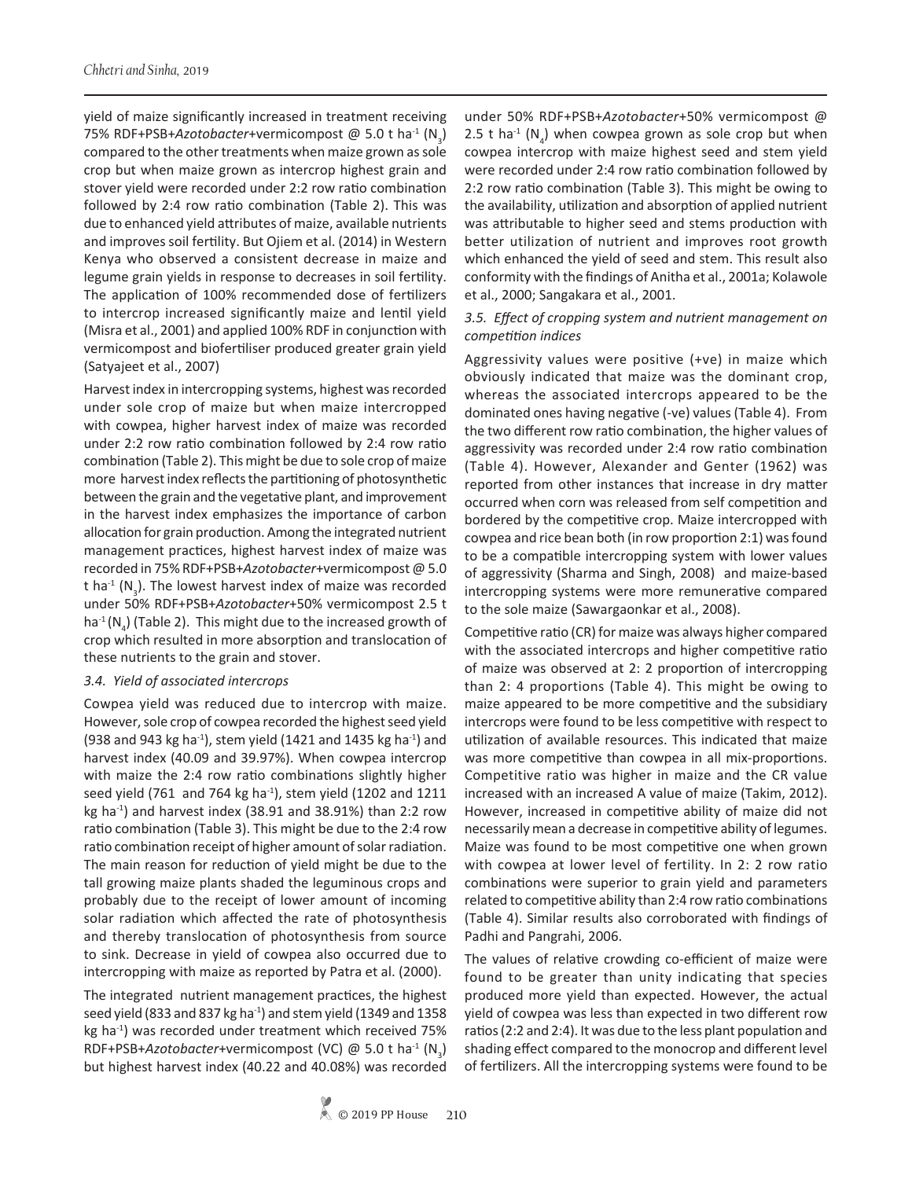yield of maize significantly increased in treatment receiving 75% RDF+PSB+*Azotobacter*+vermicompost @ 5.0 t ha$^{-1}$ ($N_3$) compared to the other treatments when maize grown as sole crop but when maize grown as intercrop highest grain and stover yield were recorded under 2:2 row ratio combination followed by 2:4 row ratio combination (Table 2). This was due to enhanced yield attributes of maize, available nutrients and improves soil fertility. But Ojiem et al. (2014) in Western Kenya who observed a consistent decrease in maize and legume grain yields in response to decreases in soil fertility. The application of 100% recommended dose of fertilizers to intercrop increased significantly maize and lentil yield (Misra et al., 2001) and applied 100% RDF in conjunction with vermicompost and biofertiliser produced greater grain yield (Satyajeet et al., 2007)

Harvest index in intercropping systems, highest was recorded under sole crop of maize but when maize intercropped with cowpea, higher harvest index of maize was recorded under 2:2 row ratio combination followed by 2:4 row ratio combination (Table 2). This might be due to sole crop of maize more harvest index reflects the partitioning of photosynthetic between the grain and the vegetative plant, and improvement in the harvest index emphasizes the importance of carbon allocation for grain production. Among the integrated nutrient management practices, highest harvest index of maize was recorded in 75% RDF+PSB+*Azotobacter*+vermicompost @ 5.0 t ha$^{-1}$ ($N_3$). The lowest harvest index of maize was recorded under 50% RDF+PSB+*Azotobacter*+50% vermicompost 2.5 t ha$^{-1}$ ($N_4$) (Table 2). This might due to the increased growth of crop which resulted in more absorption and translocation of these nutrients to the grain and stover.

### *3.4. Yield of associated intercrops*

Cowpea yield was reduced due to intercrop with maize. However, sole crop of cowpea recorded the highest seed yield (938 and 943 kg ha$^{-1}$), stem yield (1421 and 1435 kg ha$^{-1}$) and harvest index (40.09 and 39.97%). When cowpea intercrop with maize the 2:4 row ratio combinations slightly higher seed yield (761 and 764 kg ha$^{-1}$), stem yield (1202 and 1211 kg ha$^{-1}$) and harvest index (38.91 and 38.91%) than 2:2 row ratio combination (Table 3). This might be due to the 2:4 row ratio combination receipt of higher amount of solar radiation. The main reason for reduction of yield might be due to the tall growing maize plants shaded the leguminous crops and probably due to the receipt of lower amount of incoming solar radiation which affected the rate of photosynthesis and thereby translocation of photosynthesis from source to sink. Decrease in yield of cowpea also occurred due to intercropping with maize as reported by Patra et al. (2000).

The integrated nutrient management practices, the highest seed yield (833 and 837 kg ha$^{-1}$) and stem yield (1349 and 1358 kg ha$^{-1}$) was recorded under treatment which received 75% RDF+PSB+*Azotobacter*+vermicompost (VC) @ 5.0 t ha$^{-1}$ ($N_3$) but highest harvest index (40.22 and 40.08%) was recorded under 50% RDF+PSB+*Azotobacter*+50% vermicompost @ 2.5 t ha$^{-1}$ ($N_4$) when cowpea grown as sole crop but when cowpea intercrop with maize highest seed and stem yield were recorded under 2:4 row ratio combination followed by 2:2 row ratio combination (Table 3). This might be owing to the availability, utilization and absorption of applied nutrient was attributable to higher seed and stems production with better utilization of nutrient and improves root growth which enhanced the yield of seed and stem. This result also conformity with the findings of Anitha et al., 2001a; Kolawole et al., 2000; Sangakara et al., 2001.

### *3.5. Effect of cropping system and nutrient management on competition indices*

Aggressivity values were positive (+ve) in maize which obviously indicated that maize was the dominant crop, whereas the associated intercrops appeared to be the dominated ones having negative (-ve) values (Table 4). From the two different row ratio combination, the higher values of aggressivity was recorded under 2:4 row ratio combination (Table 4). However, Alexander and Genter (1962) was reported from other instances that increase in dry matter occurred when corn was released from self competition and bordered by the competitive crop. Maize intercropped with cowpea and rice bean both (in row proportion 2:1) was found to be a compatible intercropping system with lower values of aggressivity (Sharma and Singh, 2008) and maize-based intercropping systems were more remunerative compared to the sole maize (Sawargaonkar et al., 2008).

Competitive ratio (CR) for maize was always higher compared with the associated intercrops and higher competitive ratio of maize was observed at 2: 2 proportion of intercropping than 2: 4 proportions (Table 4). This might be owing to maize appeared to be more competitive and the subsidiary intercrops were found to be less competitive with respect to utilization of available resources. This indicated that maize was more competitive than cowpea in all mix-proportions. Competitive ratio was higher in maize and the CR value increased with an increased A value of maize (Takim, 2012). However, increased in competitive ability of maize did not necessarily mean a decrease in competitive ability of legumes. Maize was found to be most competitive one when grown with cowpea at lower level of fertility. In 2: 2 row ratio combinations were superior to grain yield and parameters related to competitive ability than 2:4 row ratio combinations (Table 4). Similar results also corroborated with findings of Padhi and Pangrahi, 2006.

The values of relative crowding co-efficient of maize were found to be greater than unity indicating that species produced more yield than expected. However, the actual yield of cowpea was less than expected in two different row ratios (2:2 and 2:4). It was due to the less plant population and shading effect compared to the monocrop and different level of fertilizers. All the intercropping systems were found to be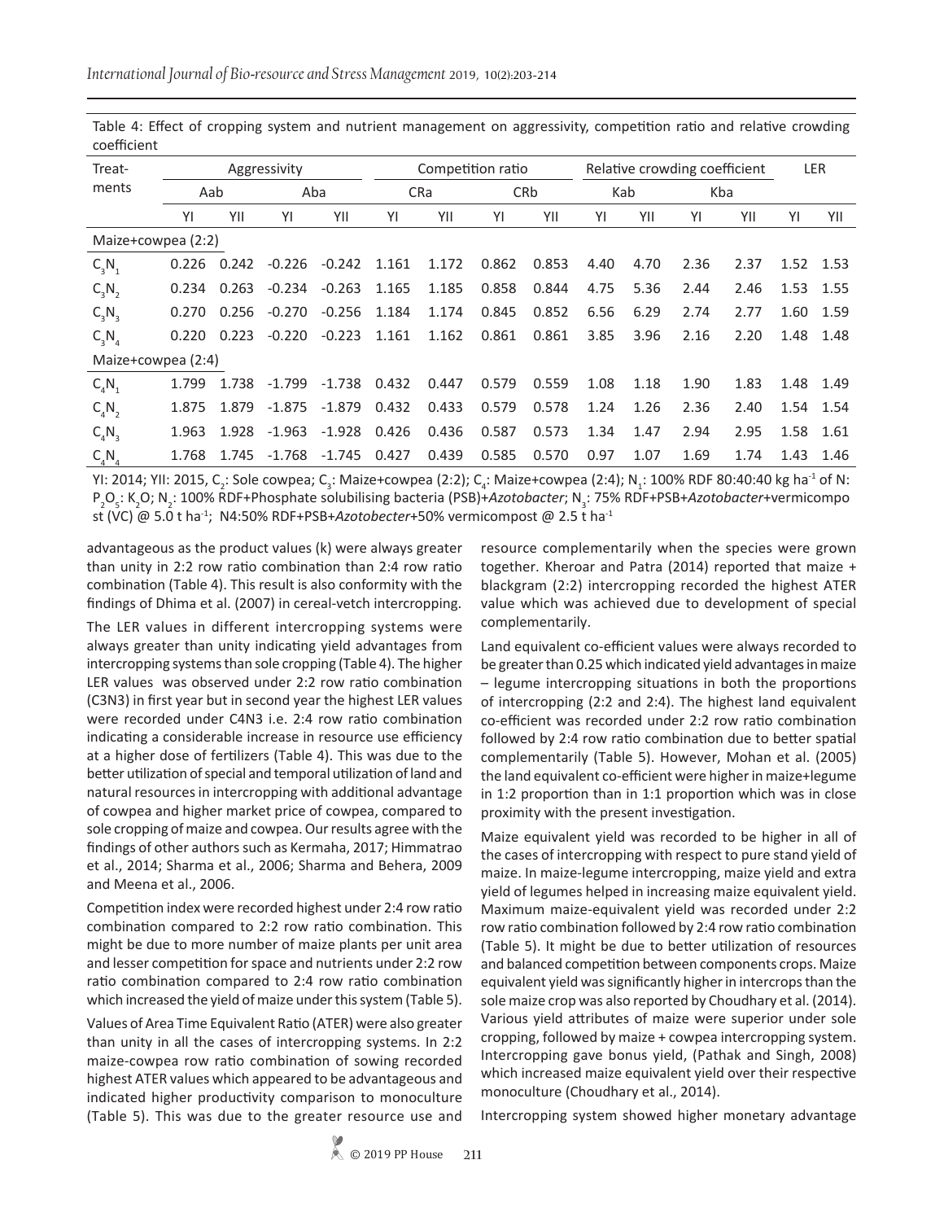Table 4: Effect of cropping system and nutrient management on aggressivity, competition ratio and relative crowding coefficient

| Treat-ments | Aggressivity | | | | Competition ratio | | | | Relative crowding coefficient | | | | LER | |
|---|---|---|---|---|---|---|---|---|---|---|---|---|---|---|
| | Aab | | Aba | | CRa | | CRb | | Kab | | Kba | | | |
| | YI | YII | YI | YII | YI | YII | YI | YII | YI | YII | YI | YII | YI | YII |
| Maize+cowpea (2:2) | | | | | | | | | | | | | | |
| $C_3N_1$ | 0.226 | 0.242 | -0.226 | -0.242 | 1.161 | 1.172 | 0.862 | 0.853 | 4.40 | 4.70 | 2.36 | 2.37 | 1.52 | 1.53 |
| $C_3N_2$ | 0.234 | 0.263 | -0.234 | -0.263 | 1.165 | 1.185 | 0.858 | 0.844 | 4.75 | 5.36 | 2.44 | 2.46 | 1.53 | 1.55 |
| $C_3N_3$ | 0.270 | 0.256 | -0.270 | -0.256 | 1.184 | 1.174 | 0.845 | 0.852 | 6.56 | 6.29 | 2.74 | 2.77 | 1.60 | 1.59 |
| $C_3N_4$ | 0.220 | 0.223 | -0.220 | -0.223 | 1.161 | 1.162 | 0.861 | 0.861 | 3.85 | 3.96 | 2.16 | 2.20 | 1.48 | 1.48 |
| Maize+cowpea (2:4) | | | | | | | | | | | | | | |
| $C_4N_1$ | 1.799 | 1.738 | -1.799 | -1.738 | 0.432 | 0.447 | 0.579 | 0.559 | 1.08 | 1.18 | 1.90 | 1.83 | 1.48 | 1.49 |
| $C_4N_2$ | 1.875 | 1.879 | -1.875 | -1.879 | 0.432 | 0.433 | 0.579 | 0.578 | 1.24 | 1.26 | 2.36 | 2.40 | 1.54 | 1.54 |
| $C_4N_3$ | 1.963 | 1.928 | -1.963 | -1.928 | 0.426 | 0.436 | 0.587 | 0.573 | 1.34 | 1.47 | 2.94 | 2.95 | 1.58 | 1.61 |
| $C_4N_4$ | 1.768 | 1.745 | -1.768 | -1.745 | 0.427 | 0.439 | 0.585 | 0.570 | 0.97 | 1.07 | 1.69 | 1.74 | 1.43 | 1.46 |

YI: 2014; YII: 2015, $C_2$: Sole cowpea; $C_3$: Maize+cowpea (2:2); $C_4$: Maize+cowpea (2:4); $N_1$: 100% RDF 80:40:40 kg ha$^{-1}$ of N: $P_2O_5$: $K_2O$; $N_2$: 100% RDF+Phosphate solubilising bacteria (PSB)+*Azotobacter*; $N_3$: 75% RDF+PSB+*Azotobacter*+vermicompost (VC) @ 5.0 t ha$^{-1}$; N4:50% RDF+PSB+*Azotobecter*+50% vermicompost @ 2.5 t ha$^{-1}$

advantageous as the product values (k) were always greater than unity in 2:2 row ratio combination than 2:4 row ratio combination (Table 4). This result is also conformity with the findings of Dhima et al. (2007) in cereal-vetch intercropping.

The LER values in different intercropping systems were always greater than unity indicating yield advantages from intercropping systems than sole cropping (Table 4). The higher LER values was observed under 2:2 row ratio combination (C3N3) in first year but in second year the highest LER values were recorded under C4N3 i.e. 2:4 row ratio combination indicating a considerable increase in resource use efficiency at a higher dose of fertilizers (Table 4). This was due to the better utilization of special and temporal utilization of land and natural resources in intercropping with additional advantage of cowpea and higher market price of cowpea, compared to sole cropping of maize and cowpea. Our results agree with the findings of other authors such as Kermaha, 2017; Himmatrao et al., 2014; Sharma et al., 2006; Sharma and Behera, 2009 and Meena et al., 2006.

Competition index were recorded highest under 2:4 row ratio combination compared to 2:2 row ratio combination. This might be due to more number of maize plants per unit area and lesser competition for space and nutrients under 2:2 row ratio combination compared to 2:4 row ratio combination which increased the yield of maize under this system (Table 5).

Values of Area Time Equivalent Ratio (ATER) were also greater than unity in all the cases of intercropping systems. In 2:2 maize-cowpea row ratio combination of sowing recorded highest ATER values which appeared to be advantageous and indicated higher productivity comparison to monoculture (Table 5). This was due to the greater resource use and resource complementarily when the species were grown together. Kheroar and Patra (2014) reported that maize + blackgram (2:2) intercropping recorded the highest ATER value which was achieved due to development of special complementarily.

Land equivalent co-efficient values were always recorded to be greater than 0.25 which indicated yield advantages in maize – legume intercropping situations in both the proportions of intercropping (2:2 and 2:4). The highest land equivalent co-efficient was recorded under 2:2 row ratio combination followed by 2:4 row ratio combination due to better spatial complementarily (Table 5). However, Mohan et al. (2005) the land equivalent co-efficient were higher in maize+legume in 1:2 proportion than in 1:1 proportion which was in close proximity with the present investigation.

Maize equivalent yield was recorded to be higher in all of the cases of intercropping with respect to pure stand yield of maize. In maize-legume intercropping, maize yield and extra yield of legumes helped in increasing maize equivalent yield. Maximum maize-equivalent yield was recorded under 2:2 row ratio combination followed by 2:4 row ratio combination (Table 5). It might be due to better utilization of resources and balanced competition between components crops. Maize equivalent yield was significantly higher in intercrops than the sole maize crop was also reported by Choudhary et al. (2014). Various yield attributes of maize were superior under sole cropping, followed by maize + cowpea intercropping system. Intercropping gave bonus yield, (Pathak and Singh, 2008) which increased maize equivalent yield over their respective monoculture (Choudhary et al., 2014).

Intercropping system showed higher monetary advantage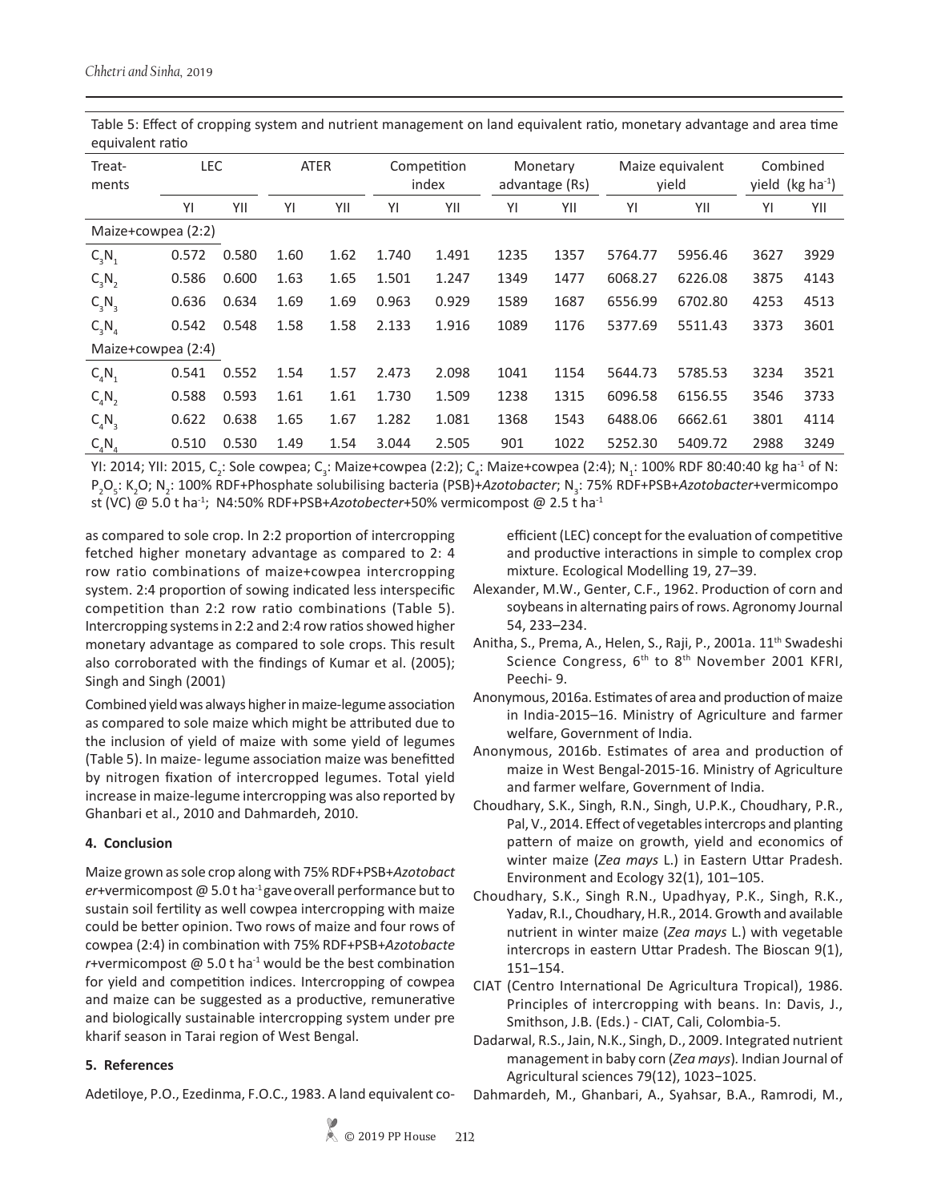Table 5: Effect of cropping system and nutrient management on land equivalent ratio, monetary advantage and area time equivalent ratio

| Treat-ments | LEC | | ATER | | Competition index | | Monetary advantage (Rs) | | Maize equivalent yield | | Combined yield (kg ha$^{-1}$) | |
|---|---|---|---|---|---|---|---|---|---|---|---|---|
| | YI | YII | YI | YII | YI | YII | YI | YII | YI | YII | YI | YII |
| Maize+cowpea (2:2) | | | | | | | | | | | | |
| $C_3N_1$ | 0.572 | 0.580 | 1.60 | 1.62 | 1.740 | 1.491 | 1235 | 1357 | 5764.77 | 5956.46 | 3627 | 3929 |
| $C_3N_2$ | 0.586 | 0.600 | 1.63 | 1.65 | 1.501 | 1.247 | 1349 | 1477 | 6068.27 | 6226.08 | 3875 | 4143 |
| $C_3N_3$ | 0.636 | 0.634 | 1.69 | 1.69 | 0.963 | 0.929 | 1589 | 1687 | 6556.99 | 6702.80 | 4253 | 4513 |
| $C_3N_4$ | 0.542 | 0.548 | 1.58 | 1.58 | 2.133 | 1.916 | 1089 | 1176 | 5377.69 | 5511.43 | 3373 | 3601 |
| Maize+cowpea (2:4) | | | | | | | | | | | | |
| $C_4N_1$ | 0.541 | 0.552 | 1.54 | 1.57 | 2.473 | 2.098 | 1041 | 1154 | 5644.73 | 5785.53 | 3234 | 3521 |
| $C_4N_2$ | 0.588 | 0.593 | 1.61 | 1.61 | 1.730 | 1.509 | 1238 | 1315 | 6096.58 | 6156.55 | 3546 | 3733 |
| $C_4N_3$ | 0.622 | 0.638 | 1.65 | 1.67 | 1.282 | 1.081 | 1368 | 1543 | 6488.06 | 6662.61 | 3801 | 4114 |
| $C_4N_4$ | 0.510 | 0.530 | 1.49 | 1.54 | 3.044 | 2.505 | 901 | 1022 | 5252.30 | 5409.72 | 2988 | 3249 |

YI: 2014; YII: 2015, $C_2$: Sole cowpea; $C_3$: Maize+cowpea (2:2); $C_4$: Maize+cowpea (2:4); $N_1$: 100% RDF 80:40:40 kg ha$^{-1}$ of N: $P_2O_5$: $K_2O$; $N_2$: 100% RDF+Phosphate solubilising bacteria (PSB)+*Azotobacter*; $N_3$: 75% RDF+PSB+*Azotobacter*+vermicompost (VC) @ 5.0 t ha$^{-1}$; N4:50% RDF+PSB+*Azotobecter*+50% vermicompost @ 2.5 t ha$^{-1}$

as compared to sole crop. In 2:2 proportion of intercropping fetched higher monetary advantage as compared to 2: 4 row ratio combinations of maize+cowpea intercropping system. 2:4 proportion of sowing indicated less interspecific competition than 2:2 row ratio combinations (Table 5). Intercropping systems in 2:2 and 2:4 row ratios showed higher monetary advantage as compared to sole crops. This result also corroborated with the findings of Kumar et al. (2005); Singh and Singh (2001)

Combined yield was always higher in maize-legume association as compared to sole maize which might be attributed due to the inclusion of yield of maize with some yield of legumes (Table 5). In maize- legume association maize was benefitted by nitrogen fixation of intercropped legumes. Total yield increase in maize-legume intercropping was also reported by Ghanbari et al., 2010 and Dahmardeh, 2010.

## 4. Conclusion

Maize grown as sole crop along with 75% RDF+PSB+*Azotobacter*+vermicompost @ 5.0 t ha$^{-1}$ gave overall performance but to sustain soil fertility as well cowpea intercropping with maize could be better opinion. Two rows of maize and four rows of cowpea (2:4) in combination with 75% RDF+PSB+*Azotobacter*+vermicompost @ 5.0 t ha$^{-1}$ would be the best combination for yield and competition indices. Intercropping of cowpea and maize can be suggested as a productive, remunerative and biologically sustainable intercropping system under pre kharif season in Tarai region of West Bengal.

## 5. References

Adetiloye, P.O., Ezedinma, F.O.C., 1983. A land equivalent co-efficient (LEC) concept for the evaluation of competitive and productive interactions in simple to complex crop mixture. Ecological Modelling 19, 27–39.

Alexander, M.W., Genter, C.F., 1962. Production of corn and soybeans in alternating pairs of rows. Agronomy Journal 54, 233–234.

Anitha, S., Prema, A., Helen, S., Raji, P., 2001a. 11th Swadeshi Science Congress, 6th to 8th November 2001 KFRI, Peechi- 9.

Anonymous, 2016a. Estimates of area and production of maize in India-2015–16. Ministry of Agriculture and farmer welfare, Government of India.

Anonymous, 2016b. Estimates of area and production of maize in West Bengal-2015-16. Ministry of Agriculture and farmer welfare, Government of India.

Choudhary, S.K., Singh, R.N., Singh, U.P.K., Choudhary, P.R., Pal, V., 2014. Effect of vegetables intercrops and planting pattern of maize on growth, yield and economics of winter maize (*Zea mays* L.) in Eastern Uttar Pradesh. Environment and Ecology 32(1), 101–105.

Choudhary, S.K., Singh R.N., Upadhyay, P.K., Singh, R.K., Yadav, R.I., Choudhary, H.R., 2014. Growth and available nutrient in winter maize (*Zea mays* L.) with vegetable intercrops in eastern Uttar Pradesh. The Bioscan 9(1), 151–154.

CIAT (Centro International De Agricultura Tropical), 1986. Principles of intercropping with beans. In: Davis, J., Smithson, J.B. (Eds.) - CIAT, Cali, Colombia-5.

Dadarwal, R.S., Jain, N.K., Singh, D., 2009. Integrated nutrient management in baby corn (*Zea mays*). Indian Journal of Agricultural sciences 79(12), 1023−1025.

Dahmardeh, M., Ghanbari, A., Syahsar, B.A., Ramrodi, M.,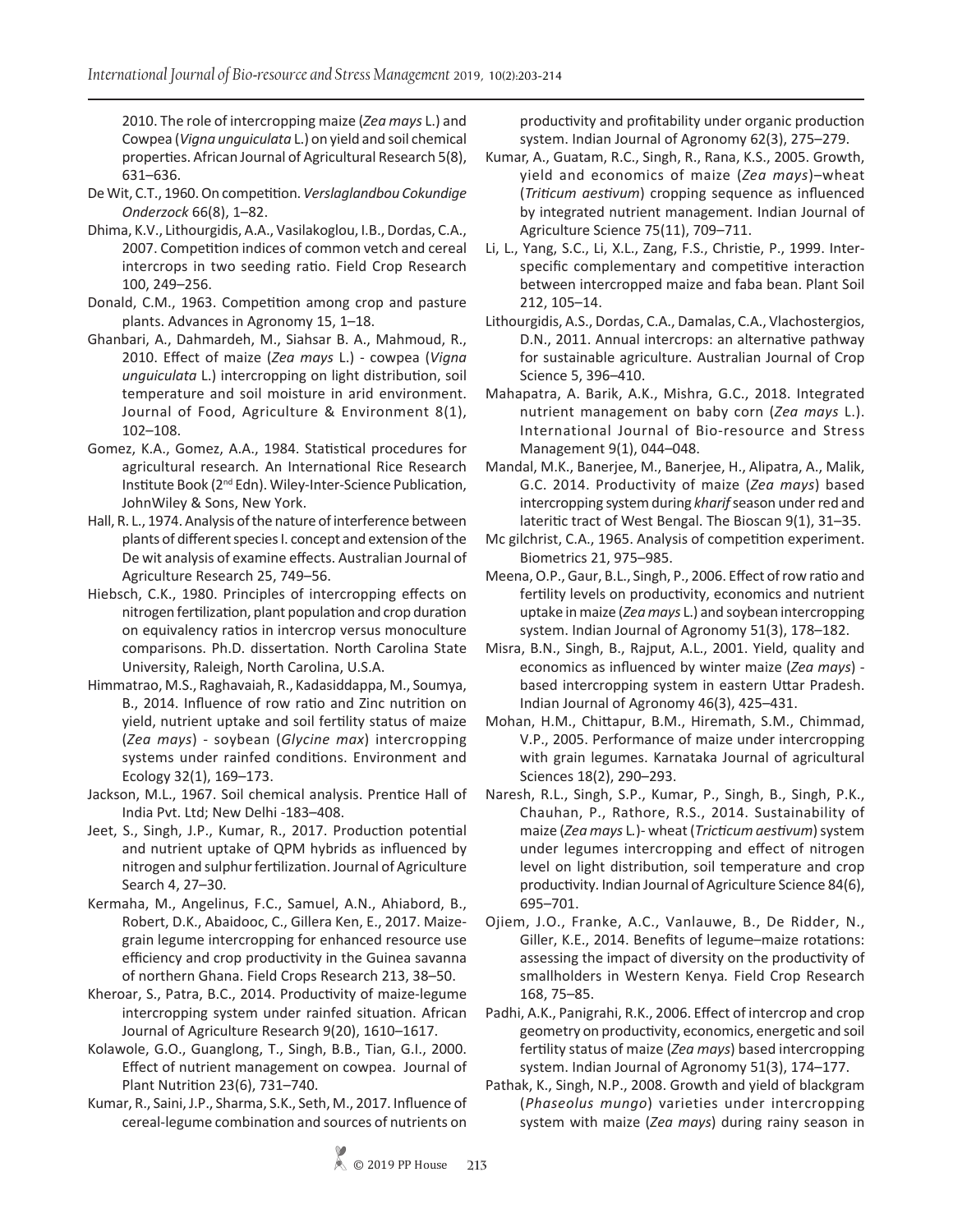2010. The role of intercropping maize (*Zea mays* L.) and Cowpea (*Vigna unguiculata* L.) on yield and soil chemical properties. African Journal of Agricultural Research 5(8), 631–636.

De Wit, C.T., 1960. On competition. *Verslaglandbou Cokundige Onderzock* 66(8), 1–82.

Dhima, K.V., Lithourgidis, A.A., Vasilakoglou, I.B., Dordas, C.A., 2007. Competition indices of common vetch and cereal intercrops in two seeding ratio. Field Crop Research 100, 249–256.

Donald, C.M., 1963. Competition among crop and pasture plants. Advances in Agronomy 15, 1–18.

Ghanbari, A., Dahmardeh, M., Siahsar B. A., Mahmoud, R., 2010. Effect of maize (*Zea mays* L.) - cowpea (*Vigna unguiculata* L.) intercropping on light distribution, soil temperature and soil moisture in arid environment. Journal of Food, Agriculture & Environment 8(1), 102–108.

Gomez, K.A., Gomez, A.A., 1984. Statistical procedures for agricultural research. An International Rice Research Institute Book (2nd Edn). Wiley-Inter-Science Publication, JohnWiley & Sons, New York.

Hall, R. L., 1974. Analysis of the nature of interference between plants of different species I. concept and extension of the De wit analysis of examine effects. Australian Journal of Agriculture Research 25, 749–56.

Hiebsch, C.K., 1980. Principles of intercropping effects on nitrogen fertilization, plant population and crop duration on equivalency ratios in intercrop versus monoculture comparisons. Ph.D. dissertation. North Carolina State University, Raleigh, North Carolina, U.S.A.

Himmatrao, M.S., Raghavaiah, R., Kadasiddappa, M., Soumya, B., 2014. Influence of row ratio and Zinc nutrition on yield, nutrient uptake and soil fertility status of maize (*Zea mays*) - soybean (*Glycine max*) intercropping systems under rainfed conditions. Environment and Ecology 32(1), 169–173.

Jackson, M.L., 1967. Soil chemical analysis. Prentice Hall of India Pvt. Ltd; New Delhi -183–408.

Jeet, S., Singh, J.P., Kumar, R., 2017. Production potential and nutrient uptake of QPM hybrids as influenced by nitrogen and sulphur fertilization. Journal of Agriculture Search 4, 27–30.

Kermaha, M., Angelinus, F.C., Samuel, A.N., Ahiabord, B., Robert, D.K., Abaidooc, C., Gillera Ken, E., 2017. Maize-grain legume intercropping for enhanced resource use efficiency and crop productivity in the Guinea savanna of northern Ghana. Field Crops Research 213, 38–50.

Kheroar, S., Patra, B.C., 2014. Productivity of maize-legume intercropping system under rainfed situation. African Journal of Agriculture Research 9(20), 1610–1617.

Kolawole, G.O., Guanglong, T., Singh, B.B., Tian, G.I., 2000. Effect of nutrient management on cowpea. Journal of Plant Nutrition 23(6), 731–740.

Kumar, R., Saini, J.P., Sharma, S.K., Seth, M., 2017. Influence of cereal-legume combination and sources of nutrients on productivity and profitability under organic production system. Indian Journal of Agronomy 62(3), 275–279.

Kumar, A., Guatam, R.C., Singh, R., Rana, K.S., 2005. Growth, yield and economics of maize (*Zea mays*)–wheat (*Triticum aestivum*) cropping sequence as influenced by integrated nutrient management. Indian Journal of Agriculture Science 75(11), 709–711.

Li, L., Yang, S.C., Li, X.L., Zang, F.S., Christie, P., 1999. Inter-specific complementary and competitive interaction between intercropped maize and faba bean. Plant Soil 212, 105–14.

Lithourgidis, A.S., Dordas, C.A., Damalas, C.A., Vlachostergios, D.N., 2011. Annual intercrops: an alternative pathway for sustainable agriculture. Australian Journal of Crop Science 5, 396–410.

Mahapatra, A. Barik, A.K., Mishra, G.C., 2018. Integrated nutrient management on baby corn (*Zea mays* L.). International Journal of Bio-resource and Stress Management 9(1), 044–048.

Mandal, M.K., Banerjee, M., Banerjee, H., Alipatra, A., Malik, G.C. 2014. Productivity of maize (*Zea mays*) based intercropping system during *kharif* season under red and lateritic tract of West Bengal. The Bioscan 9(1), 31–35.

Mc gilchrist, C.A., 1965. Analysis of competition experiment. Biometrics 21, 975–985.

Meena, O.P., Gaur, B.L., Singh, P., 2006. Effect of row ratio and fertility levels on productivity, economics and nutrient uptake in maize (*Zea mays* L.) and soybean intercropping system. Indian Journal of Agronomy 51(3), 178–182.

Misra, B.N., Singh, B., Rajput, A.L., 2001. Yield, quality and economics as influenced by winter maize (*Zea mays*) - based intercropping system in eastern Uttar Pradesh. Indian Journal of Agronomy 46(3), 425–431.

Mohan, H.M., Chittapur, B.M., Hiremath, S.M., Chimmad, V.P., 2005. Performance of maize under intercropping with grain legumes. Karnataka Journal of agricultural Sciences 18(2), 290–293.

Naresh, R.L., Singh, S.P., Kumar, P., Singh, B., Singh, P.K., Chauhan, P., Rathore, R.S., 2014. Sustainability of maize (*Zea mays* L.)- wheat (*Tricticum aestivum*) system under legumes intercropping and effect of nitrogen level on light distribution, soil temperature and crop productivity. Indian Journal of Agriculture Science 84(6), 695–701.

Ojiem, J.O., Franke, A.C., Vanlauwe, B., De Ridder, N., Giller, K.E., 2014. Benefits of legume–maize rotations: assessing the impact of diversity on the productivity of smallholders in Western Kenya. Field Crop Research 168, 75–85.

Padhi, A.K., Panigrahi, R.K., 2006. Effect of intercrop and crop geometry on productivity, economics, energetic and soil fertility status of maize (*Zea mays*) based intercropping system. Indian Journal of Agronomy 51(3), 174–177.

Pathak, K., Singh, N.P., 2008. Growth and yield of blackgram (*Phaseolus mungo*) varieties under intercropping system with maize (*Zea mays*) during rainy season in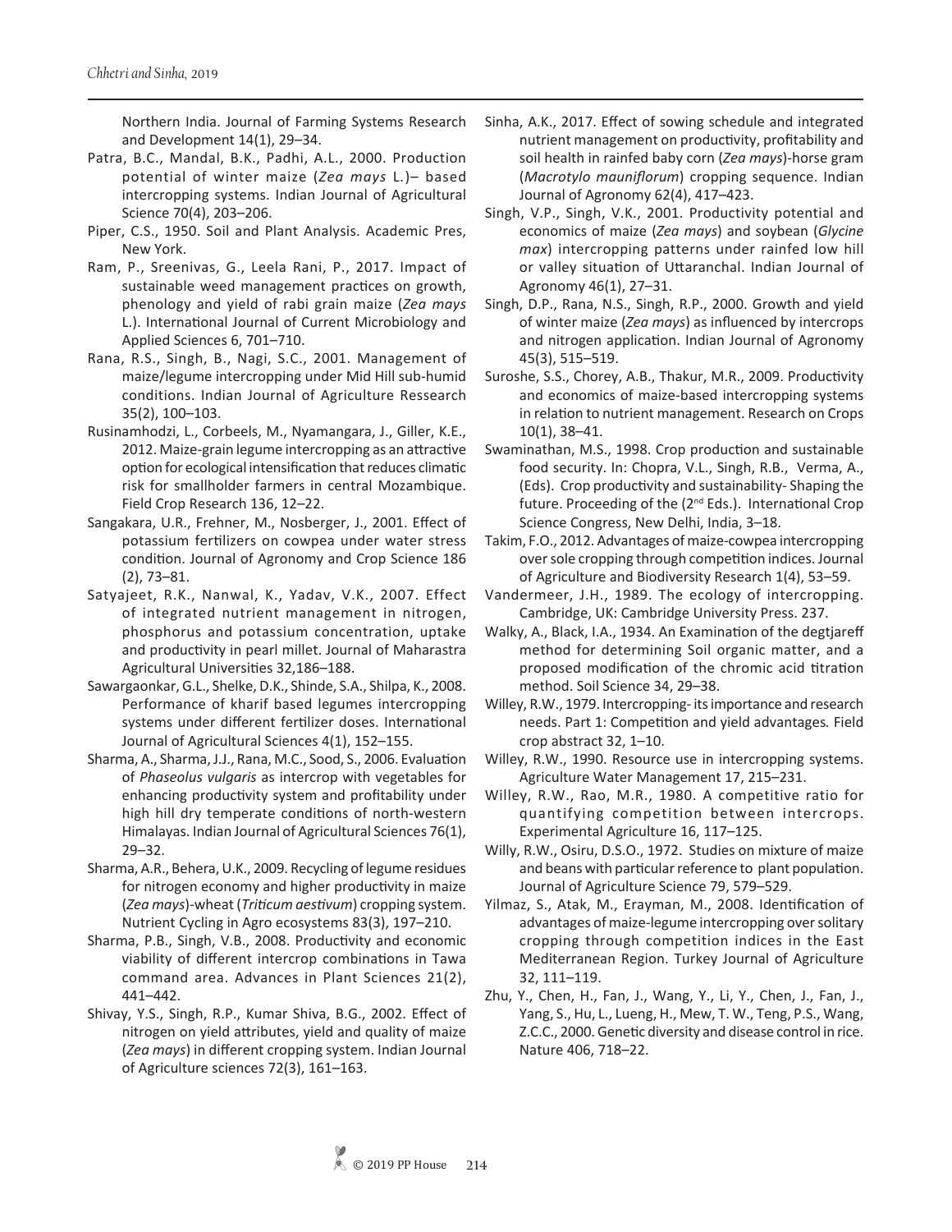Northern India. Journal of Farming Systems Research and Development 14(1), 29–34.

Patra, B.C., Mandal, B.K., Padhi, A.L., 2000. Production potential of winter maize (*Zea mays* L.)– based intercropping systems. Indian Journal of Agricultural Science 70(4), 203–206.

Piper, C.S., 1950. Soil and Plant Analysis. Academic Pres, New York.

Ram, P., Sreenivas, G., Leela Rani, P., 2017. Impact of sustainable weed management practices on growth, phenology and yield of rabi grain maize (*Zea mays* L.). International Journal of Current Microbiology and Applied Sciences 6, 701–710.

Rana, R.S., Singh, B., Nagi, S.C., 2001. Management of maize/legume intercropping under Mid Hill sub-humid conditions. Indian Journal of Agriculture Ressearch 35(2), 100–103.

Rusinamhodzi, L., Corbeels, M., Nyamangara, J., Giller, K.E., 2012. Maize-grain legume intercropping as an attractive option for ecological intensification that reduces climatic risk for smallholder farmers in central Mozambique. Field Crop Research 136, 12–22.

Sangakara, U.R., Frehner, M., Nosberger, J., 2001. Effect of potassium fertilizers on cowpea under water stress condition. Journal of Agronomy and Crop Science 186 (2), 73–81.

Satyajeet, R.K., Nanwal, K., Yadav, V.K., 2007. Effect of integrated nutrient management in nitrogen, phosphorus and potassium concentration, uptake and productivity in pearl millet. Journal of Maharastra Agricultural Universities 32,186–188.

Sawargaonkar, G.L., Shelke, D.K., Shinde, S.A., Shilpa, K., 2008. Performance of kharif based legumes intercropping systems under different fertilizer doses. International Journal of Agricultural Sciences 4(1), 152–155.

Sharma, A., Sharma, J.J., Rana, M.C., Sood, S., 2006. Evaluation of *Phaseolus vulgaris* as intercrop with vegetables for enhancing productivity system and profitability under high hill dry temperate conditions of north-western Himalayas. Indian Journal of Agricultural Sciences 76(1), 29–32.

Sharma, A.R., Behera, U.K., 2009. Recycling of legume residues for nitrogen economy and higher productivity in maize (*Zea mays*)-wheat (*Triticum aestivum*) cropping system. Nutrient Cycling in Agro ecosystems 83(3), 197–210.

Sharma, P.B., Singh, V.B., 2008. Productivity and economic viability of different intercrop combinations in Tawa command area. Advances in Plant Sciences 21(2), 441–442.

Shivay, Y.S., Singh, R.P., Kumar Shiva, B.G., 2002. Effect of nitrogen on yield attributes, yield and quality of maize (*Zea mays*) in different cropping system. Indian Journal of Agriculture sciences 72(3), 161–163.

Sinha, A.K., 2017. Effect of sowing schedule and integrated nutrient management on productivity, profitability and soil health in rainfed baby corn (*Zea mays*)-horse gram (*Macrotylo mauniflorum*) cropping sequence. Indian Journal of Agronomy 62(4), 417–423.

Singh, V.P., Singh, V.K., 2001. Productivity potential and economics of maize (*Zea mays*) and soybean (*Glycine max*) intercropping patterns under rainfed low hill or valley situation of Uttaranchal. Indian Journal of Agronomy 46(1), 27–31.

Singh, D.P., Rana, N.S., Singh, R.P., 2000. Growth and yield of winter maize (*Zea mays*) as influenced by intercrops and nitrogen application. Indian Journal of Agronomy 45(3), 515–519.

Suroshe, S.S., Chorey, A.B., Thakur, M.R., 2009. Productivity and economics of maize-based intercropping systems in relation to nutrient management. Research on Crops 10(1), 38–41.

Swaminathan, M.S., 1998. Crop production and sustainable food security. In: Chopra, V.L., Singh, R.B., Verma, A., (Eds). Crop productivity and sustainability- Shaping the future. Proceeding of the (2nd Eds.). International Crop Science Congress, New Delhi, India, 3–18.

Takim, F.O., 2012. Advantages of maize-cowpea intercropping over sole cropping through competition indices. Journal of Agriculture and Biodiversity Research 1(4), 53–59.

Vandermeer, J.H., 1989. The ecology of intercropping. Cambridge, UK: Cambridge University Press. 237.

Walky, A., Black, I.A., 1934. An Examination of the degtjareff method for determining Soil organic matter, and a proposed modification of the chromic acid titration method. Soil Science 34, 29–38.

Willey, R.W., 1979. Intercropping- its importance and research needs. Part 1: Competition and yield advantages. Field crop abstract 32, 1–10.

Willey, R.W., 1990. Resource use in intercropping systems. Agriculture Water Management 17, 215–231.

Willey, R.W., Rao, M.R., 1980. A competitive ratio for quantifying competition between intercrops. Experimental Agriculture 16, 117–125.

Willy, R.W., Osiru, D.S.O., 1972. Studies on mixture of maize and beans with particular reference to plant population. Journal of Agriculture Science 79, 579–529.

Yilmaz, S., Atak, M., Erayman, M., 2008. Identification of advantages of maize-legume intercropping over solitary cropping through competition indices in the East Mediterranean Region. Turkey Journal of Agriculture 32, 111–119.

Zhu, Y., Chen, H., Fan, J., Wang, Y., Li, Y., Chen, J., Fan, J., Yang, S., Hu, L., Lueng, H., Mew, T. W., Teng, P.S., Wang, Z.C.C., 2000. Genetic diversity and disease control in rice. Nature 406, 718–22.